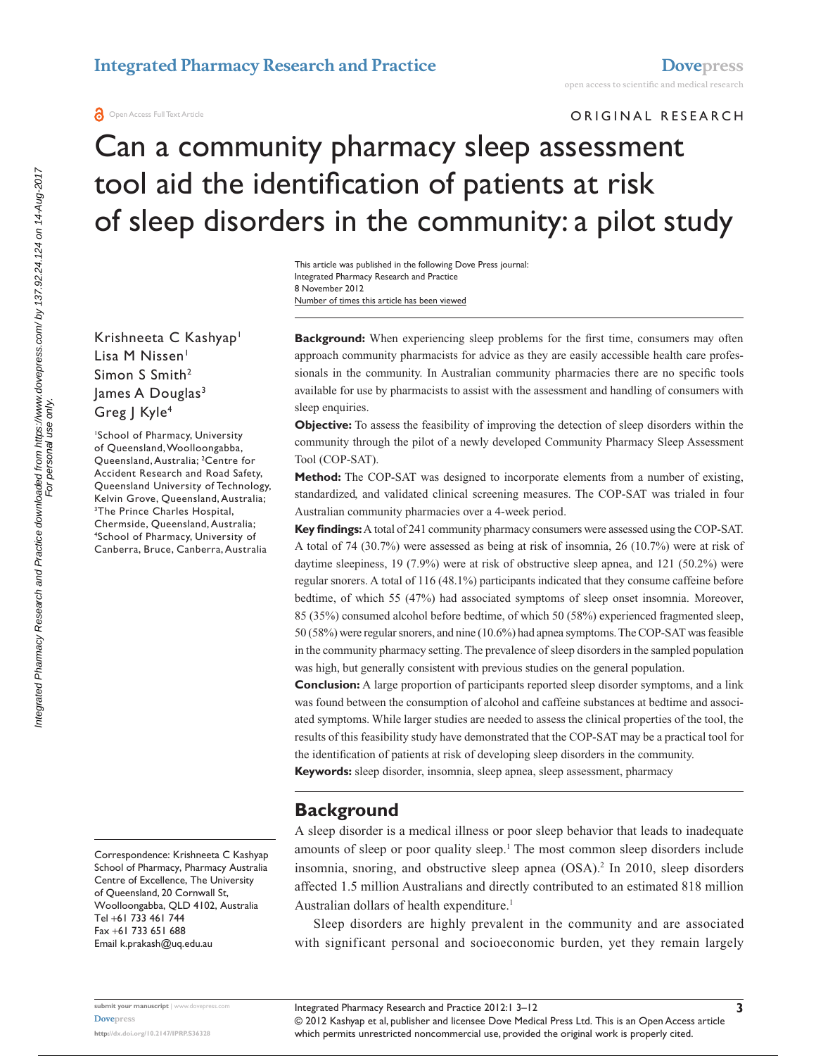ORIGINAL RESEARCH

# Can a community pharmacy sleep assessment tool aid the identification of patients at risk of sleep disorders in the community: a pilot study

Krishneeta C Kashyap[1]
Lisa M Nissen[1]
Simon S Smith[2]
James A Douglas[3]
Greg J Kyle[4]

[1]School of Pharmacy, University of Queensland, Woolloongabba, Queensland, Australia; [2]Centre for Accident Research and Road Safety, Queensland University of Technology, Kelvin Grove, Queensland, Australia; [3]The Prince Charles Hospital, Chermside, Queensland, Australia; [4]School of Pharmacy, University of Canberra, Bruce, Canberra, Australia

**Background:** When experiencing sleep problems for the first time, consumers may often approach community pharmacists for advice as they are easily accessible health care professionals in the community. In Australian community pharmacies there are no specific tools available for use by pharmacists to assist with the assessment and handling of consumers with sleep enquiries.

**Objective:** To assess the feasibility of improving the detection of sleep disorders within the community through the pilot of a newly developed Community Pharmacy Sleep Assessment Tool (COP-SAT).

**Method:** The COP-SAT was designed to incorporate elements from a number of existing, standardized, and validated clinical screening measures. The COP-SAT was trialed in four Australian community pharmacies over a 4-week period.

**Key findings:** A total of 241 community pharmacy consumers were assessed using the COP-SAT. A total of 74 (30.7%) were assessed as being at risk of insomnia, 26 (10.7%) were at risk of daytime sleepiness, 19 (7.9%) were at risk of obstructive sleep apnea, and 121 (50.2%) were regular snorers. A total of 116 (48.1%) participants indicated that they consume caffeine before bedtime, of which 55 (47%) had associated symptoms of sleep onset insomnia. Moreover, 85 (35%) consumed alcohol before bedtime, of which 50 (58%) experienced fragmented sleep, 50 (58%) were regular snorers, and nine (10.6%) had apnea symptoms. The COP-SAT was feasible in the community pharmacy setting. The prevalence of sleep disorders in the sampled population was high, but generally consistent with previous studies on the general population.

**Conclusion:** A large proportion of participants reported sleep disorder symptoms, and a link was found between the consumption of alcohol and caffeine substances at bedtime and associated symptoms. While larger studies are needed to assess the clinical properties of the tool, the results of this feasibility study have demonstrated that the COP-SAT may be a practical tool for the identification of patients at risk of developing sleep disorders in the community.

**Keywords:** sleep disorder, insomnia, sleep apnea, sleep assessment, pharmacy

Correspondence: Krishneeta C Kashyap
School of Pharmacy, Pharmacy Australia Centre of Excellence, The University of Queensland, 20 Cornwall St, Woolloongabba, QLD 4102, Australia
Tel +61 733 461 744
Fax +61 733 651 688
Email k.prakash@uq.edu.au

## Background

A sleep disorder is a medical illness or poor sleep behavior that leads to inadequate amounts of sleep or poor quality sleep.[1] The most common sleep disorders include insomnia, snoring, and obstructive sleep apnea (OSA).[2] In 2010, sleep disorders affected 1.5 million Australians and directly contributed to an estimated 818 million Australian dollars of health expenditure.[1]

Sleep disorders are highly prevalent in the community and are associated with significant personal and socioeconomic burden, yet they remain largely

© 2012 Kashyap et al, publisher and licensee Dove Medical Press Ltd. This is an Open Access article which permits unrestricted noncommercial use, provided the original work is properly cited.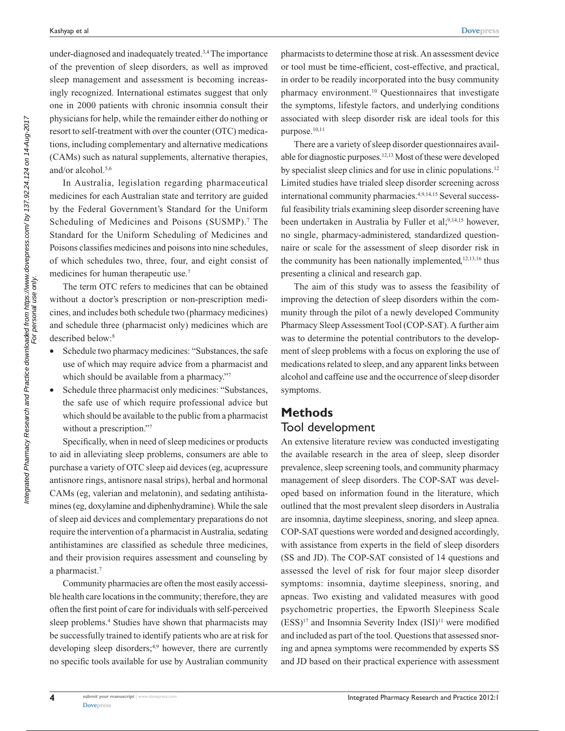under-diagnosed and inadequately treated.[3,4] The importance of the prevention of sleep disorders, as well as improved sleep management and assessment is becoming increasingly recognized. International estimates suggest that only one in 2000 patients with chronic insomnia consult their physicians for help, while the remainder either do nothing or resort to self-treatment with over the counter (OTC) medications, including complementary and alternative medications (CAMs) such as natural supplements, alternative therapies, and/or alcohol.[5,6]

In Australia, legislation regarding pharmaceutical medicines for each Australian state and territory are guided by the Federal Government's Standard for the Uniform Scheduling of Medicines and Poisons (SUSMP).[7] The Standard for the Uniform Scheduling of Medicines and Poisons classifies medicines and poisons into nine schedules, of which schedules two, three, four, and eight consist of medicines for human therapeutic use.[7]

The term OTC refers to medicines that can be obtained without a doctor's prescription or non-prescription medicines, and includes both schedule two (pharmacy medicines) and schedule three (pharmacist only) medicines which are described below:[8]

- Schedule two pharmacy medicines: "Substances, the safe use of which may require advice from a pharmacist and which should be available from a pharmacy."[7]
- Schedule three pharmacist only medicines: "Substances, the safe use of which require professional advice but which should be available to the public from a pharmacist without a prescription."[7]

Specifically, when in need of sleep medicines or products to aid in alleviating sleep problems, consumers are able to purchase a variety of OTC sleep aid devices (eg, acupressure antisnore rings, antisnore nasal strips), herbal and hormonal CAMs (eg, valerian and melatonin), and sedating antihistamines (eg, doxylamine and diphenhydramine). While the sale of sleep aid devices and complementary preparations do not require the intervention of a pharmacist in Australia, sedating antihistamines are classified as schedule three medicines, and their provision requires assessment and counseling by a pharmacist.[7]

Community pharmacies are often the most easily accessible health care locations in the community; therefore, they are often the first point of care for individuals with self-perceived sleep problems.[4] Studies have shown that pharmacists may be successfully trained to identify patients who are at risk for developing sleep disorders;[4,9] however, there are currently no specific tools available for use by Australian community pharmacists to determine those at risk. An assessment device or tool must be time-efficient, cost-effective, and practical, in order to be readily incorporated into the busy community pharmacy environment.[10] Questionnaires that investigate the symptoms, lifestyle factors, and underlying conditions associated with sleep disorder risk are ideal tools for this purpose.[10,11]

There are a variety of sleep disorder questionnaires available for diagnostic purposes.[12,13] Most of these were developed by specialist sleep clinics and for use in clinic populations.[12] Limited studies have trialed sleep disorder screening across international community pharmacies.[4,9,14,15] Several successful feasibility trials examining sleep disorder screening have been undertaken in Australia by Fuller et al;[9,14,15] however, no single, pharmacy-administered, standardized questionnaire or scale for the assessment of sleep disorder risk in the community has been nationally implemented,[12,13,16] thus presenting a clinical and research gap.

The aim of this study was to assess the feasibility of improving the detection of sleep disorders within the community through the pilot of a newly developed Community Pharmacy Sleep Assessment Tool (COP-SAT). A further aim was to determine the potential contributors to the development of sleep problems with a focus on exploring the use of medications related to sleep, and any apparent links between alcohol and caffeine use and the occurrence of sleep disorder symptoms.

## Methods

### Tool development

An extensive literature review was conducted investigating the available research in the area of sleep, sleep disorder prevalence, sleep screening tools, and community pharmacy management of sleep disorders. The COP-SAT was developed based on information found in the literature, which outlined that the most prevalent sleep disorders in Australia are insomnia, daytime sleepiness, snoring, and sleep apnea. COP-SAT questions were worded and designed accordingly, with assistance from experts in the field of sleep disorders (SS and JD). The COP-SAT consisted of 14 questions and assessed the level of risk for four major sleep disorder symptoms: insomnia, daytime sleepiness, snoring, and apneas. Two existing and validated measures with good psychometric properties, the Epworth Sleepiness Scale (ESS)[17] and Insomnia Severity Index (ISI)[11] were modified and included as part of the tool. Questions that assessed snoring and apnea symptoms were recommended by experts SS and JD based on their practical experience with assessment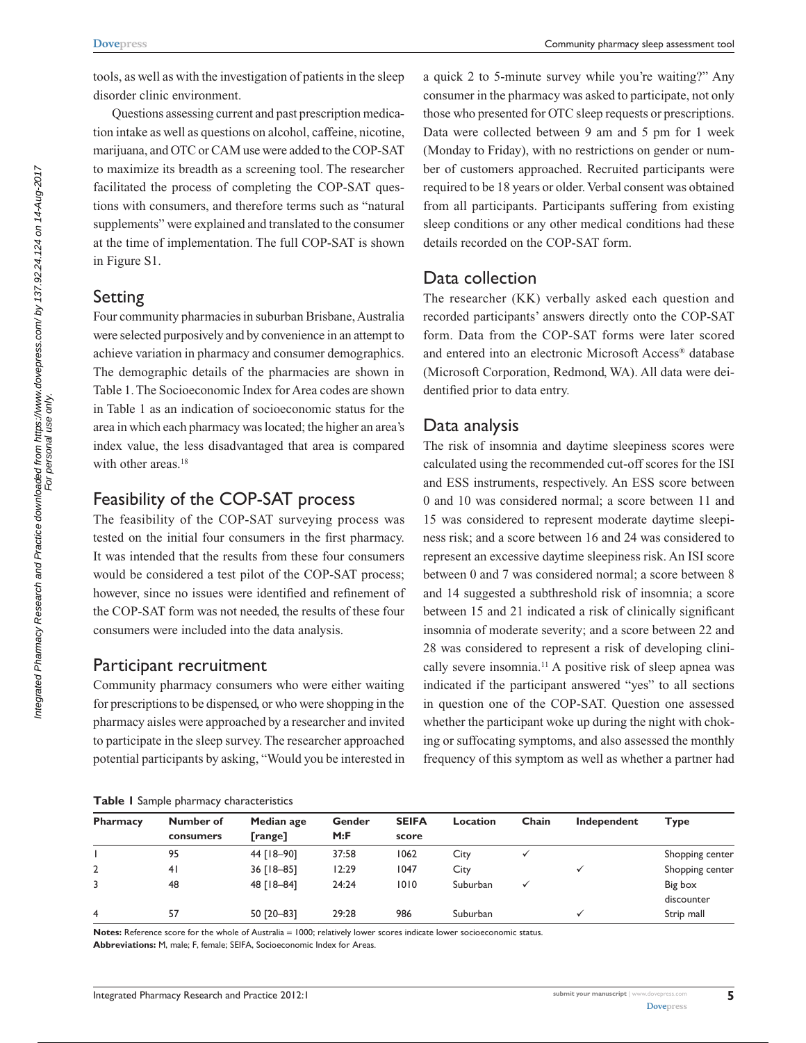tools, as well as with the investigation of patients in the sleep disorder clinic environment.

Questions assessing current and past prescription medication intake as well as questions on alcohol, caffeine, nicotine, marijuana, and OTC or CAM use were added to the COP-SAT to maximize its breadth as a screening tool. The researcher facilitated the process of completing the COP-SAT questions with consumers, and therefore terms such as "natural supplements" were explained and translated to the consumer at the time of implementation. The full COP-SAT is shown in Figure S1.

## Setting

Four community pharmacies in suburban Brisbane, Australia were selected purposively and by convenience in an attempt to achieve variation in pharmacy and consumer demographics. The demographic details of the pharmacies are shown in Table 1. The Socioeconomic Index for Area codes are shown in Table 1 as an indication of socioeconomic status for the area in which each pharmacy was located; the higher an area's index value, the less disadvantaged that area is compared with other areas.[18]

## Feasibility of the COP-SAT process

The feasibility of the COP-SAT surveying process was tested on the initial four consumers in the first pharmacy. It was intended that the results from these four consumers would be considered a test pilot of the COP-SAT process; however, since no issues were identified and refinement of the COP-SAT form was not needed, the results of these four consumers were included into the data analysis.

## Participant recruitment

Community pharmacy consumers who were either waiting for prescriptions to be dispensed, or who were shopping in the pharmacy aisles were approached by a researcher and invited to participate in the sleep survey. The researcher approached potential participants by asking, "Would you be interested in a quick 2 to 5-minute survey while you're waiting?" Any consumer in the pharmacy was asked to participate, not only those who presented for OTC sleep requests or prescriptions. Data were collected between 9 am and 5 pm for 1 week (Monday to Friday), with no restrictions on gender or number of customers approached. Recruited participants were required to be 18 years or older. Verbal consent was obtained from all participants. Participants suffering from existing sleep conditions or any other medical conditions had these details recorded on the COP-SAT form.

## Data collection

The researcher (KK) verbally asked each question and recorded participants' answers directly onto the COP-SAT form. Data from the COP-SAT forms were later scored and entered into an electronic Microsoft Access® database (Microsoft Corporation, Redmond, WA). All data were deidentified prior to data entry.

## Data analysis

The risk of insomnia and daytime sleepiness scores were calculated using the recommended cut-off scores for the ISI and ESS instruments, respectively. An ESS score between 0 and 10 was considered normal; a score between 11 and 15 was considered to represent moderate daytime sleepiness risk; and a score between 16 and 24 was considered to represent an excessive daytime sleepiness risk. An ISI score between 0 and 7 was considered normal; a score between 8 and 14 suggested a subthreshold risk of insomnia; a score between 15 and 21 indicated a risk of clinically significant insomnia of moderate severity; and a score between 22 and 28 was considered to represent a risk of developing clinically severe insomnia.[11] A positive risk of sleep apnea was indicated if the participant answered "yes" to all sections in question one of the COP-SAT. Question one assessed whether the participant woke up during the night with choking or suffocating symptoms, and also assessed the monthly frequency of this symptom as well as whether a partner had

**Table 1** Sample pharmacy characteristics

| Pharmacy | Number of consumers | Median age [range] | Gender M:F | SEIFA score | Location | Chain | Independent | Type |
|---|---|---|---|---|---|---|---|---|
| 1 | 95 | 44 [18–90] | 37:58 | 1062 | City | ✓ | | Shopping center |
| 2 | 41 | 36 [18–85] | 12:29 | 1047 | City | | ✓ | Shopping center |
| 3 | 48 | 48 [18–84] | 24:24 | 1010 | Suburban | ✓ | | Big box discounter |
| 4 | 57 | 50 [20–83] | 29:28 | 986 | Suburban | | ✓ | Strip mall |

**Notes:** Reference score for the whole of Australia = 1000; relatively lower scores indicate lower socioeconomic status.
**Abbreviations:** M, male; F, female; SEIFA, Socioeconomic Index for Areas.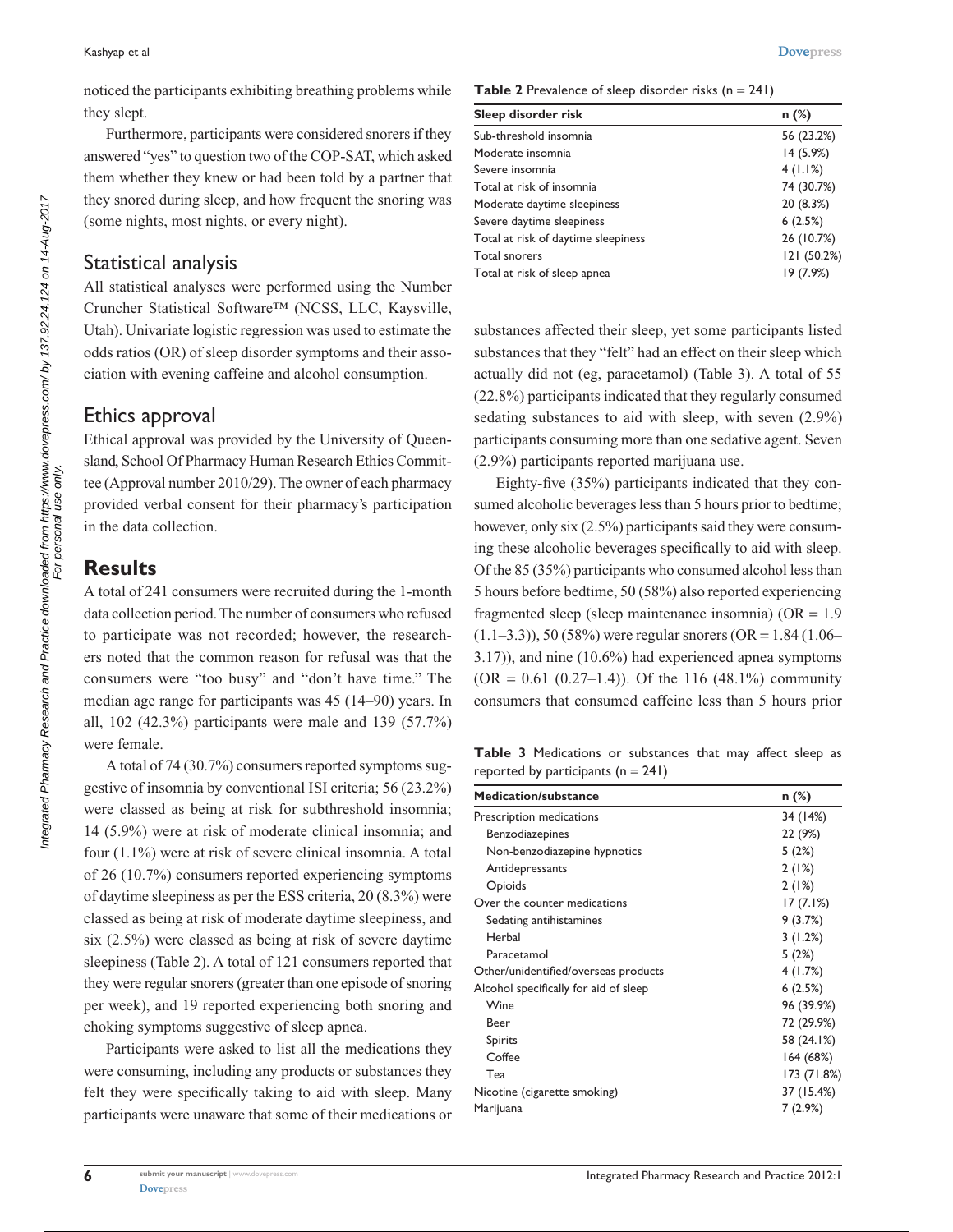noticed the participants exhibiting breathing problems while they slept.

Furthermore, participants were considered snorers if they answered "yes" to question two of the COP-SAT, which asked them whether they knew or had been told by a partner that they snored during sleep, and how frequent the snoring was (some nights, most nights, or every night).

## Statistical analysis

All statistical analyses were performed using the Number Cruncher Statistical Software™ (NCSS, LLC, Kaysville, Utah). Univariate logistic regression was used to estimate the odds ratios (OR) of sleep disorder symptoms and their association with evening caffeine and alcohol consumption.

## Ethics approval

Ethical approval was provided by the University of Queensland, School Of Pharmacy Human Research Ethics Committee (Approval number 2010/29). The owner of each pharmacy provided verbal consent for their pharmacy's participation in the data collection.

# Results

A total of 241 consumers were recruited during the 1-month data collection period. The number of consumers who refused to participate was not recorded; however, the researchers noted that the common reason for refusal was that the consumers were "too busy" and "don't have time." The median age range for participants was 45 (14–90) years. In all, 102 (42.3%) participants were male and 139 (57.7%) were female.

A total of 74 (30.7%) consumers reported symptoms suggestive of insomnia by conventional ISI criteria; 56 (23.2%) were classed as being at risk for subthreshold insomnia; 14 (5.9%) were at risk of moderate clinical insomnia; and four (1.1%) were at risk of severe clinical insomnia. A total of 26 (10.7%) consumers reported experiencing symptoms of daytime sleepiness as per the ESS criteria, 20 (8.3%) were classed as being at risk of moderate daytime sleepiness, and six (2.5%) were classed as being at risk of severe daytime sleepiness (Table 2). A total of 121 consumers reported that they were regular snorers (greater than one episode of snoring per week), and 19 reported experiencing both snoring and choking symptoms suggestive of sleep apnea.

Participants were asked to list all the medications they were consuming, including any products or substances they felt they were specifically taking to aid with sleep. Many participants were unaware that some of their medications or substances affected their sleep, yet some participants listed substances that they "felt" had an effect on their sleep which actually did not (eg, paracetamol) (Table 3). A total of 55 (22.8%) participants indicated that they regularly consumed sedating substances to aid with sleep, with seven (2.9%) participants consuming more than one sedative agent. Seven (2.9%) participants reported marijuana use.

Eighty-five (35%) participants indicated that they consumed alcoholic beverages less than 5 hours prior to bedtime; however, only six (2.5%) participants said they were consuming these alcoholic beverages specifically to aid with sleep. Of the 85 (35%) participants who consumed alcohol less than 5 hours before bedtime, 50 (58%) also reported experiencing fragmented sleep (sleep maintenance insomnia) (OR = 1.9 (1.1–3.3)), 50 (58%) were regular snorers (OR = 1.84 (1.06–3.17)), and nine (10.6%) had experienced apnea symptoms (OR = 0.61 (0.27–1.4)). Of the 116 (48.1%) community consumers that consumed caffeine less than 5 hours prior

**Table 2** Prevalence of sleep disorder risks (n = 241)

| Sleep disorder risk | n (%) |
|---|---|
| Sub-threshold insomnia | 56 (23.2%) |
| Moderate insomnia | 14 (5.9%) |
| Severe insomnia | 4 (1.1%) |
| Total at risk of insomnia | 74 (30.7%) |
| Moderate daytime sleepiness | 20 (8.3%) |
| Severe daytime sleepiness | 6 (2.5%) |
| Total at risk of daytime sleepiness | 26 (10.7%) |
| Total snorers | 121 (50.2%) |
| Total at risk of sleep apnea | 19 (7.9%) |

**Table 3** Medications or substances that may affect sleep as reported by participants (n = 241)

| Medication/substance | n (%) |
|---|---|
| Prescription medications | 34 (14%) |
| Benzodiazepines | 22 (9%) |
| Non-benzodiazepine hypnotics | 5 (2%) |
| Antidepressants | 2 (1%) |
| Opioids | 2 (1%) |
| Over the counter medications | 17 (7.1%) |
| Sedating antihistamines | 9 (3.7%) |
| Herbal | 3 (1.2%) |
| Paracetamol | 5 (2%) |
| Other/unidentified/overseas products | 4 (1.7%) |
| Alcohol specifically for aid of sleep | 6 (2.5%) |
| Wine | 96 (39.9%) |
| Beer | 72 (29.9%) |
| Spirits | 58 (24.1%) |
| Coffee | 164 (68%) |
| Tea | 173 (71.8%) |
| Nicotine (cigarette smoking) | 37 (15.4%) |
| Marijuana | 7 (2.9%) |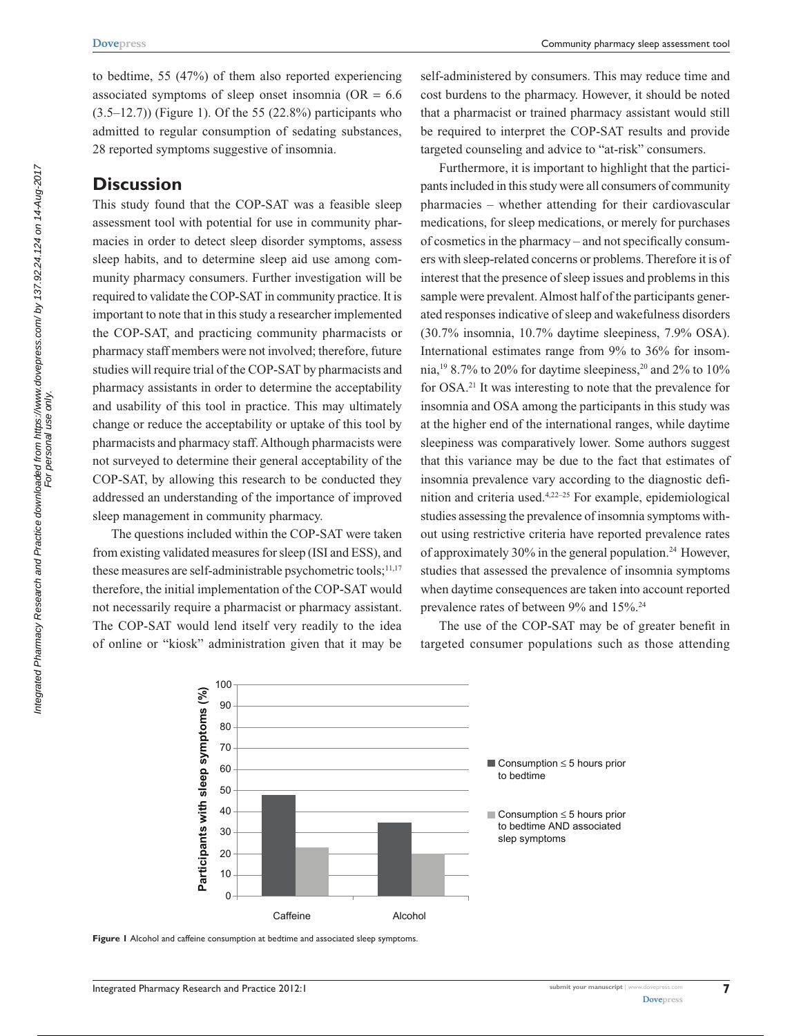to bedtime, 55 (47%) of them also reported experiencing associated symptoms of sleep onset insomnia (OR = 6.6 (3.5–12.7)) (Figure 1). Of the 55 (22.8%) participants who admitted to regular consumption of sedating substances, 28 reported symptoms suggestive of insomnia.

## Discussion

This study found that the COP-SAT was a feasible sleep assessment tool with potential for use in community pharmacies in order to detect sleep disorder symptoms, assess sleep habits, and to determine sleep aid use among community pharmacy consumers. Further investigation will be required to validate the COP-SAT in community practice. It is important to note that in this study a researcher implemented the COP-SAT, and practicing community pharmacists or pharmacy staff members were not involved; therefore, future studies will require trial of the COP-SAT by pharmacists and pharmacy assistants in order to determine the acceptability and usability of this tool in practice. This may ultimately change or reduce the acceptability or uptake of this tool by pharmacists and pharmacy staff. Although pharmacists were not surveyed to determine their general acceptability of the COP-SAT, by allowing this research to be conducted they addressed an understanding of the importance of improved sleep management in community pharmacy.

The questions included within the COP-SAT were taken from existing validated measures for sleep (ISI and ESS), and these measures are self-administrable psychometric tools;[11,17] therefore, the initial implementation of the COP-SAT would not necessarily require a pharmacist or pharmacy assistant. The COP-SAT would lend itself very readily to the idea of online or "kiosk" administration given that it may be self-administered by consumers. This may reduce time and cost burdens to the pharmacy. However, it should be noted that a pharmacist or trained pharmacy assistant would still be required to interpret the COP-SAT results and provide targeted counseling and advice to "at-risk" consumers.

Furthermore, it is important to highlight that the participants included in this study were all consumers of community pharmacies – whether attending for their cardiovascular medications, for sleep medications, or merely for purchases of cosmetics in the pharmacy – and not specifically consumers with sleep-related concerns or problems. Therefore it is of interest that the presence of sleep issues and problems in this sample were prevalent. Almost half of the participants generated responses indicative of sleep and wakefulness disorders (30.7% insomnia, 10.7% daytime sleepiness, 7.9% OSA). International estimates range from 9% to 36% for insomnia,[19] 8.7% to 20% for daytime sleepiness,[20] and 2% to 10% for OSA.[21] It was interesting to note that the prevalence for insomnia and OSA among the participants in this study was at the higher end of the international ranges, while daytime sleepiness was comparatively lower. Some authors suggest that this variance may be due to the fact that estimates of insomnia prevalence vary according to the diagnostic definition and criteria used.[4,22–25] For example, epidemiological studies assessing the prevalence of insomnia symptoms without using restrictive criteria have reported prevalence rates of approximately 30% in the general population.[24] However, studies that assessed the prevalence of insomnia symptoms when daytime consequences are taken into account reported prevalence rates of between 9% and 15%.[24]

The use of the COP-SAT may be of greater benefit in targeted consumer populations such as those attending

Participants with sleep symptoms (%)
100
90
80
70
60
50
40
30
20
10
0
Caffeine
Alcohol
Consumption ≤ 5 hours prior to bedtime
Consumption ≤ 5 hours prior to bedtime AND associated slep symptoms

**Figure 1** Alcohol and caffeine consumption at bedtime and associated sleep symptoms.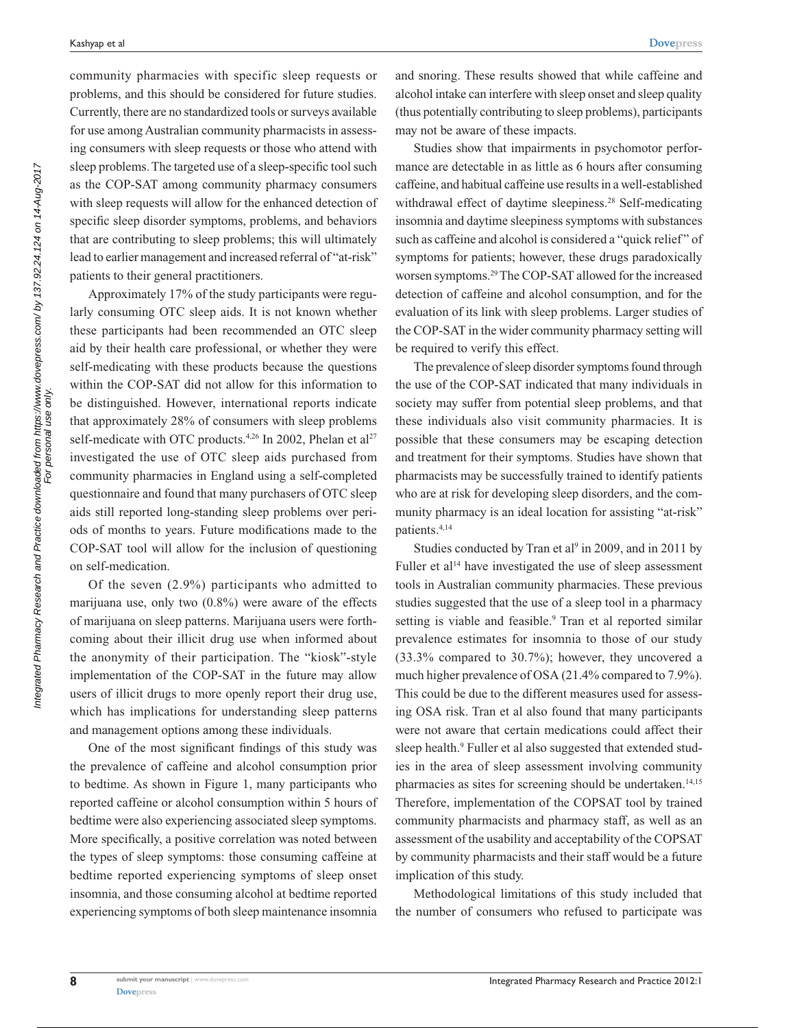community pharmacies with specific sleep requests or problems, and this should be considered for future studies. Currently, there are no standardized tools or surveys available for use among Australian community pharmacists in assessing consumers with sleep requests or those who attend with sleep problems. The targeted use of a sleep-specific tool such as the COP-SAT among community pharmacy consumers with sleep requests will allow for the enhanced detection of specific sleep disorder symptoms, problems, and behaviors that are contributing to sleep problems; this will ultimately lead to earlier management and increased referral of "at-risk" patients to their general practitioners.

Approximately 17% of the study participants were regularly consuming OTC sleep aids. It is not known whether these participants had been recommended an OTC sleep aid by their health care professional, or whether they were self-medicating with these products because the questions within the COP-SAT did not allow for this information to be distinguished. However, international reports indicate that approximately 28% of consumers with sleep problems self-medicate with OTC products.[4,26] In 2002, Phelan et al[27] investigated the use of OTC sleep aids purchased from community pharmacies in England using a self-completed questionnaire and found that many purchasers of OTC sleep aids still reported long-standing sleep problems over periods of months to years. Future modifications made to the COP-SAT tool will allow for the inclusion of questioning on self-medication.

Of the seven (2.9%) participants who admitted to marijuana use, only two (0.8%) were aware of the effects of marijuana on sleep patterns. Marijuana users were forthcoming about their illicit drug use when informed about the anonymity of their participation. The "kiosk"-style implementation of the COP-SAT in the future may allow users of illicit drugs to more openly report their drug use, which has implications for understanding sleep patterns and management options among these individuals.

One of the most significant findings of this study was the prevalence of caffeine and alcohol consumption prior to bedtime. As shown in Figure 1, many participants who reported caffeine or alcohol consumption within 5 hours of bedtime were also experiencing associated sleep symptoms. More specifically, a positive correlation was noted between the types of sleep symptoms: those consuming caffeine at bedtime reported experiencing symptoms of sleep onset insomnia, and those consuming alcohol at bedtime reported experiencing symptoms of both sleep maintenance insomnia and snoring. These results showed that while caffeine and alcohol intake can interfere with sleep onset and sleep quality (thus potentially contributing to sleep problems), participants may not be aware of these impacts.

Studies show that impairments in psychomotor performance are detectable in as little as 6 hours after consuming caffeine, and habitual caffeine use results in a well-established withdrawal effect of daytime sleepiness.[28] Self-medicating insomnia and daytime sleepiness symptoms with substances such as caffeine and alcohol is considered a "quick relief" of symptoms for patients; however, these drugs paradoxically worsen symptoms.[29] The COP-SAT allowed for the increased detection of caffeine and alcohol consumption, and for the evaluation of its link with sleep problems. Larger studies of the COP-SAT in the wider community pharmacy setting will be required to verify this effect.

The prevalence of sleep disorder symptoms found through the use of the COP-SAT indicated that many individuals in society may suffer from potential sleep problems, and that these individuals also visit community pharmacies. It is possible that these consumers may be escaping detection and treatment for their symptoms. Studies have shown that pharmacists may be successfully trained to identify patients who are at risk for developing sleep disorders, and the community pharmacy is an ideal location for assisting "at-risk" patients.[4,14]

Studies conducted by Tran et al[9] in 2009, and in 2011 by Fuller et al[14] have investigated the use of sleep assessment tools in Australian community pharmacies. These previous studies suggested that the use of a sleep tool in a pharmacy setting is viable and feasible.[9] Tran et al reported similar prevalence estimates for insomnia to those of our study (33.3% compared to 30.7%); however, they uncovered a much higher prevalence of OSA (21.4% compared to 7.9%). This could be due to the different measures used for assessing OSA risk. Tran et al also found that many participants were not aware that certain medications could affect their sleep health.[9] Fuller et al also suggested that extended studies in the area of sleep assessment involving community pharmacies as sites for screening should be undertaken.[14,15] Therefore, implementation of the COPSAT tool by trained community pharmacists and pharmacy staff, as well as an assessment of the usability and acceptability of the COPSAT by community pharmacists and their staff would be a future implication of this study.

Methodological limitations of this study included that the number of consumers who refused to participate was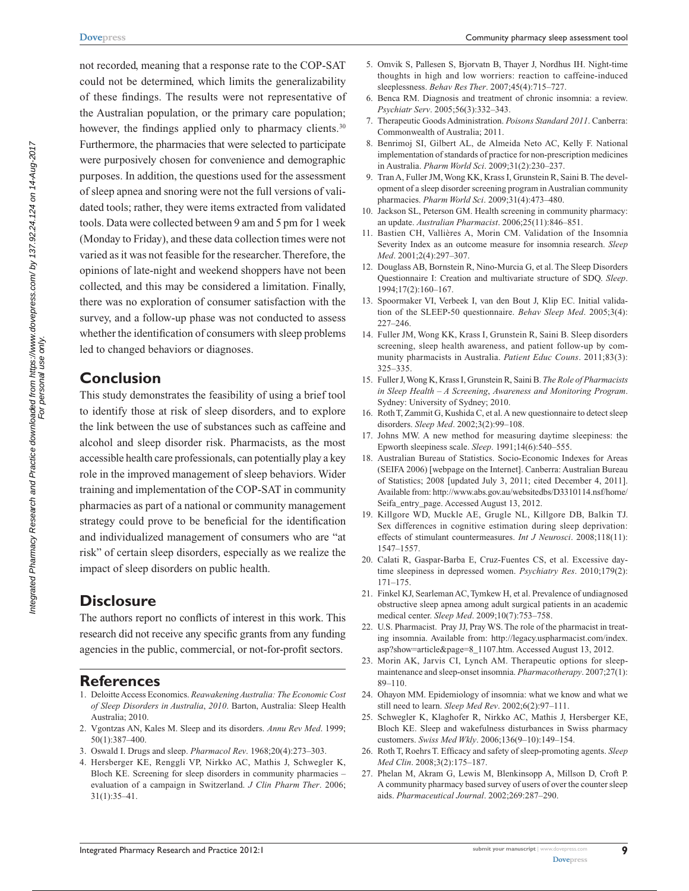not recorded, meaning that a response rate to the COP-SAT could not be determined, which limits the generalizability of these findings. The results were not representative of the Australian population, or the primary care population; however, the findings applied only to pharmacy clients.[30] Furthermore, the pharmacies that were selected to participate were purposively chosen for convenience and demographic purposes. In addition, the questions used for the assessment of sleep apnea and snoring were not the full versions of validated tools; rather, they were items extracted from validated tools. Data were collected between 9 am and 5 pm for 1 week (Monday to Friday), and these data collection times were not varied as it was not feasible for the researcher. Therefore, the opinions of late-night and weekend shoppers have not been collected, and this may be considered a limitation. Finally, there was no exploration of consumer satisfaction with the survey, and a follow-up phase was not conducted to assess whether the identification of consumers with sleep problems led to changed behaviors or diagnoses.

## Conclusion

This study demonstrates the feasibility of using a brief tool to identify those at risk of sleep disorders, and to explore the link between the use of substances such as caffeine and alcohol and sleep disorder risk. Pharmacists, as the most accessible health care professionals, can potentially play a key role in the improved management of sleep behaviors. Wider training and implementation of the COP-SAT in community pharmacies as part of a national or community management strategy could prove to be beneficial for the identification and individualized management of consumers who are "at risk" of certain sleep disorders, especially as we realize the impact of sleep disorders on public health.

## Disclosure

The authors report no conflicts of interest in this work. This research did not receive any specific grants from any funding agencies in the public, commercial, or not-for-profit sectors.

## References

1. Deloitte Access Economics. *Reawakening Australia: The Economic Cost of Sleep Disorders in Australia, 2010*. Barton, Australia: Sleep Health Australia; 2010.
2. Vgontzas AN, Kales M. Sleep and its disorders. *Annu Rev Med*. 1999; 50(1):387–400.
3. Oswald I. Drugs and sleep. *Pharmacol Rev*. 1968;20(4):273–303.
4. Hersberger KE, Renggli VP, Nirkko AC, Mathis J, Schwegler K, Bloch KE. Screening for sleep disorders in community pharmacies – evaluation of a campaign in Switzerland. *J Clin Pharm Ther*. 2006; 31(1):35–41.
5. Omvik S, Pallesen S, Bjorvatn B, Thayer J, Nordhus IH. Night-time thoughts in high and low worriers: reaction to caffeine-induced sleeplessness. *Behav Res Ther*. 2007;45(4):715–727.
6. Benca RM. Diagnosis and treatment of chronic insomnia: a review. *Psychiatr Serv*. 2005;56(3):332–343.
7. Therapeutic Goods Administration. *Poisons Standard 2011*. Canberra: Commonwealth of Australia; 2011.
8. Benrimoj SI, Gilbert AL, de Almeida Neto AC, Kelly F. National implementation of standards of practice for non-prescription medicines in Australia. *Pharm World Sci*. 2009;31(2):230–237.
9. Tran A, Fuller JM, Wong KK, Krass I, Grunstein R, Saini B. The development of a sleep disorder screening program in Australian community pharmacies. *Pharm World Sci*. 2009;31(4):473–480.
10. Jackson SL, Peterson GM. Health screening in community pharmacy: an update. *Australian Pharmacist*. 2006;25(11):846–851.
11. Bastien CH, Vallières A, Morin CM. Validation of the Insomnia Severity Index as an outcome measure for insomnia research. *Sleep Med*. 2001;2(4):297–307.
12. Douglass AB, Bornstein R, Nino-Murcia G, et al. The Sleep Disorders Questionnaire I: Creation and multivariate structure of SDQ. *Sleep*. 1994;17(2):160–167.
13. Spoormaker VI, Verbeek I, van den Bout J, Klip EC. Initial validation of the SLEEP-50 questionnaire. *Behav Sleep Med*. 2005;3(4): 227–246.
14. Fuller JM, Wong KK, Krass I, Grunstein R, Saini B. Sleep disorders screening, sleep health awareness, and patient follow-up by community pharmacists in Australia. *Patient Educ Couns*. 2011;83(3): 325–335.
15. Fuller J, Wong K, Krass I, Grunstein R, Saini B. *The Role of Pharmacists in Sleep Health – A Screening, Awareness and Monitoring Program*. Sydney: University of Sydney; 2010.
16. Roth T, Zammit G, Kushida C, et al. A new questionnaire to detect sleep disorders. *Sleep Med*. 2002;3(2):99–108.
17. Johns MW. A new method for measuring daytime sleepiness: the Epworth sleepiness scale. *Sleep*. 1991;14(6):540–555.
18. Australian Bureau of Statistics. Socio-Economic Indexes for Areas (SEIFA 2006) [webpage on the Internet]. Canberra: Australian Bureau of Statistics; 2008 [updated July 3, 2011; cited December 4, 2011]. Available from: http://www.abs.gov.au/websitedbs/D3310114.nsf/home/Seifa_entry_page. Accessed August 13, 2012.
19. Killgore WD, Muckle AE, Grugle NL, Killgore DB, Balkin TJ. Sex differences in cognitive estimation during sleep deprivation: effects of stimulant countermeasures. *Int J Neurosci*. 2008;118(11): 1547–1557.
20. Calati R, Gaspar-Barba E, Cruz-Fuentes CS, et al. Excessive daytime sleepiness in depressed women. *Psychiatry Res*. 2010;179(2): 171–175.
21. Finkel KJ, Searleman AC, Tymkew H, et al. Prevalence of undiagnosed obstructive sleep apnea among adult surgical patients in an academic medical center. *Sleep Med*. 2009;10(7):753–758.
22. U.S. Pharmacist. Pray JJ, Pray WS. The role of the pharmacist in treating insomnia. Available from: http://legacy.uspharmacist.com/index.asp?show=article&page=8_1107.htm. Accessed August 13, 2012.
23. Morin AK, Jarvis CI, Lynch AM. Therapeutic options for sleep-maintenance and sleep-onset insomnia. *Pharmacotherapy*. 2007;27(1): 89–110.
24. Ohayon MM. Epidemiology of insomnia: what we know and what we still need to learn. *Sleep Med Rev*. 2002;6(2):97–111.
25. Schwegler K, Klaghofer R, Nirkko AC, Mathis J, Hersberger KE, Bloch KE. Sleep and wakefulness disturbances in Swiss pharmacy customers. *Swiss Med Wkly*. 2006;136(9–10):149–154.
26. Roth T, Roehrs T. Efficacy and safety of sleep-promoting agents. *Sleep Med Clin*. 2008;3(2):175–187.
27. Phelan M, Akram G, Lewis M, Blenkinsopp A, Millson D, Croft P. A community pharmacy based survey of users of over the counter sleep aids. *Pharmaceutical Journal*. 2002;269:287–290.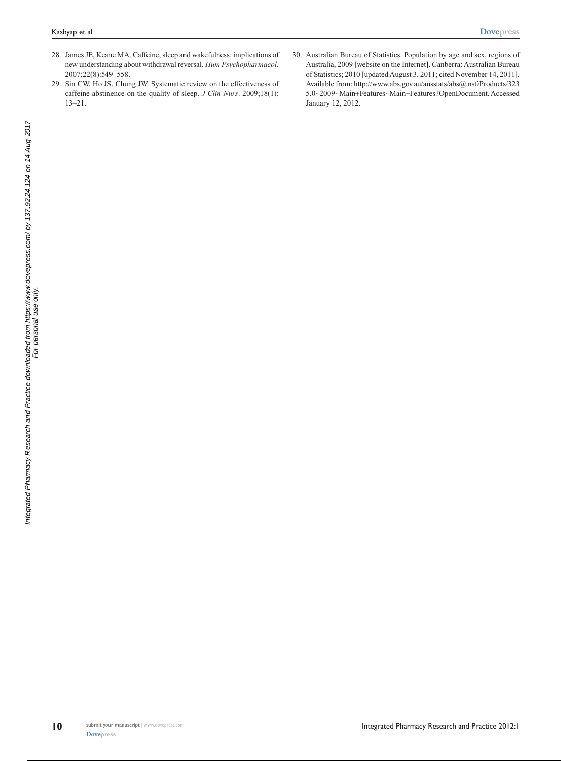28. James JE, Keane MA. Caffeine, sleep and wakefulness: implications of new understanding about withdrawal reversal. *Hum Psychopharmacol*. 2007;22(8):549–558.
29. Sin CW, Ho JS, Chung JW. Systematic review on the effectiveness of caffeine abstinence on the quality of sleep. *J Clin Nurs*. 2009;18(1): 13–21.
30. Australian Bureau of Statistics. Population by age and sex, regions of Australia, 2009 [website on the Internet]. Canberra: Australian Bureau of Statistics; 2010 [updated August 3, 2011; cited November 14, 2011]. Available from: http://www.abs.gov.au/ausstats/abs@.nsf/Products/3235.0~2009~Main+Features~Main+Features?OpenDocument. Accessed January 12, 2012.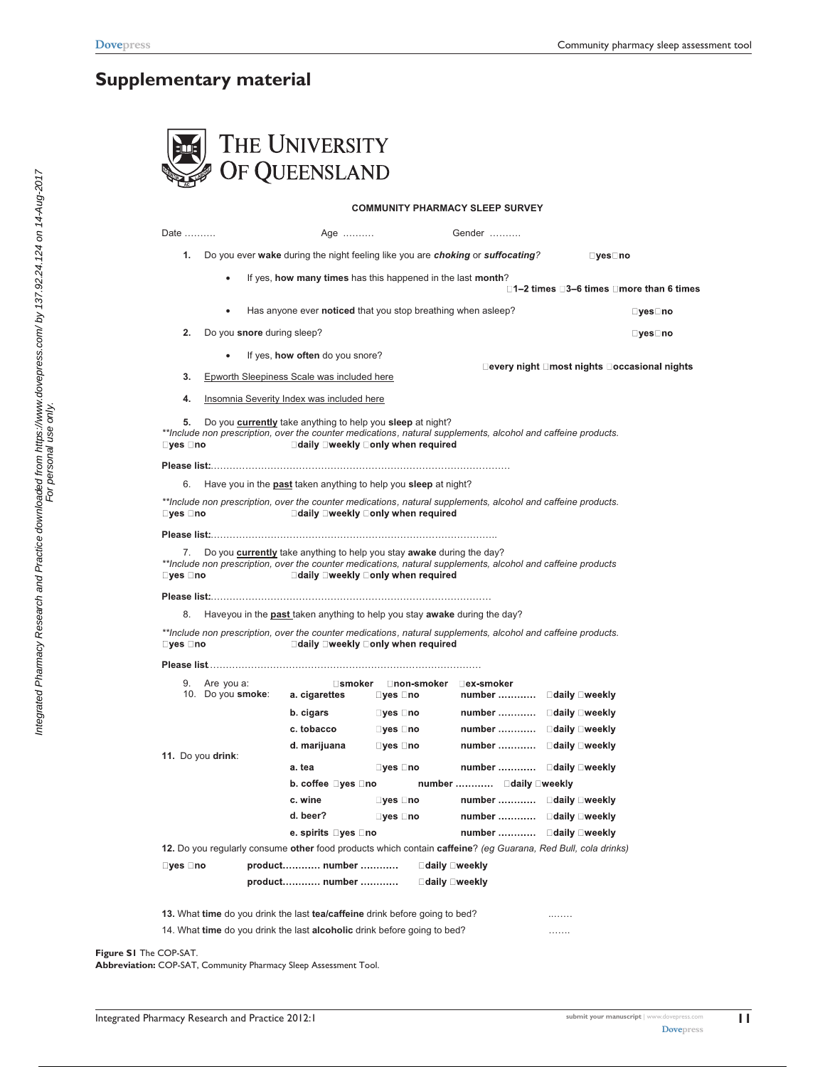## Supplementary material

THE UNIVERSITY OF QUEENSLAND

**COMMUNITY PHARMACY SLEEP SURVEY**

Date ……….   Age ……….   Gender ……….

1. Do you ever **wake** during the night feeling like you are ***choking*** or ***suffocating***? □yes□no
   - If yes, **how many times** has this happened in the last **month**? □1–2 times □3–6 times □more than 6 times
   - Has anyone ever **noticed** that you stop breathing when asleep? □yes□no
2. Do you **snore** during sleep? □yes□no
   - If yes, **how often** do you snore? □every night □most nights □occasional nights
3. Epworth Sleepiness Scale was included here
4. Insomnia Severity Index was included here
5. Do you **currently** take anything to help you **sleep** at night?
   *\*\*Include non prescription, over the counter medications, natural supplements, alcohol and caffeine products.*
   □yes □no   □daily □weekly □only when required

   **Please list:**……………………………………………………………………………………
6. Have you in the **past** taken anything to help you **sleep** at night?
   *\*\*Include non prescription, over the counter medications, natural supplements, alcohol and caffeine products.*
   □yes □no   □daily □weekly □only when required

   **Please list:**………………………………………………………………………………..
7. Do you **currently** take anything to help you stay **awake** during the day?
   *\*\*Include non prescription, over the counter medications, natural supplements, alcohol and caffeine products*
   □yes □no   □daily □weekly □only when required

   **Please list:**……………………………………………………………………………
8. Haveyou in the **past** taken anything to help you stay **awake** during the day?
   *\*\*Include non prescription, over the counter medications, natural supplements, alcohol and caffeine products.*
   □yes □no   □daily □weekly □only when required

   **Please list**…………………………………………………………………………
9. Are you a: □smoker □non-smoker □ex-smoker
10. Do you **smoke**:

| | | | | |
|---|---|---|---|---|
| **a. cigarettes** | □yes □no | number ………… | □daily □weekly |
| **b. cigars** | □yes □no | number ………… | □daily □weekly |
| **c. tobacco** | □yes □no | number ………… | □daily □weekly |
| **d. marijuana** | □yes □no | number ………… | □daily □weekly |

11. Do you **drink**:

| | | | |
|---|---|---|---|
| **a. tea** | □yes □no | number ………… | □daily □weekly |
| **b. coffee** | □yes □no | number ………… | □daily □weekly |
| **c. wine** | □yes □no | number ………… | □daily □weekly |
| **d. beer?** | □yes □no | number ………… | □daily □weekly |
| **e. spirits** | □yes □no | number ………… | □daily □weekly |

12. Do you regularly consume **other** food products which contain **caffeine**? *(eg Guarana, Red Bull, cola drinks)*
    □yes □no   **product**………… **number** …………   □daily □weekly
    **product**………… **number** …………   □daily □weekly
13. What **time** do you drink the last **tea/caffeine** drink before going to bed? ……..
14. What **time** do you drink the last **alcoholic** drink before going to bed? …….

**Figure S1** The COP-SAT.
**Abbreviation:** COP-SAT, Community Pharmacy Sleep Assessment Tool.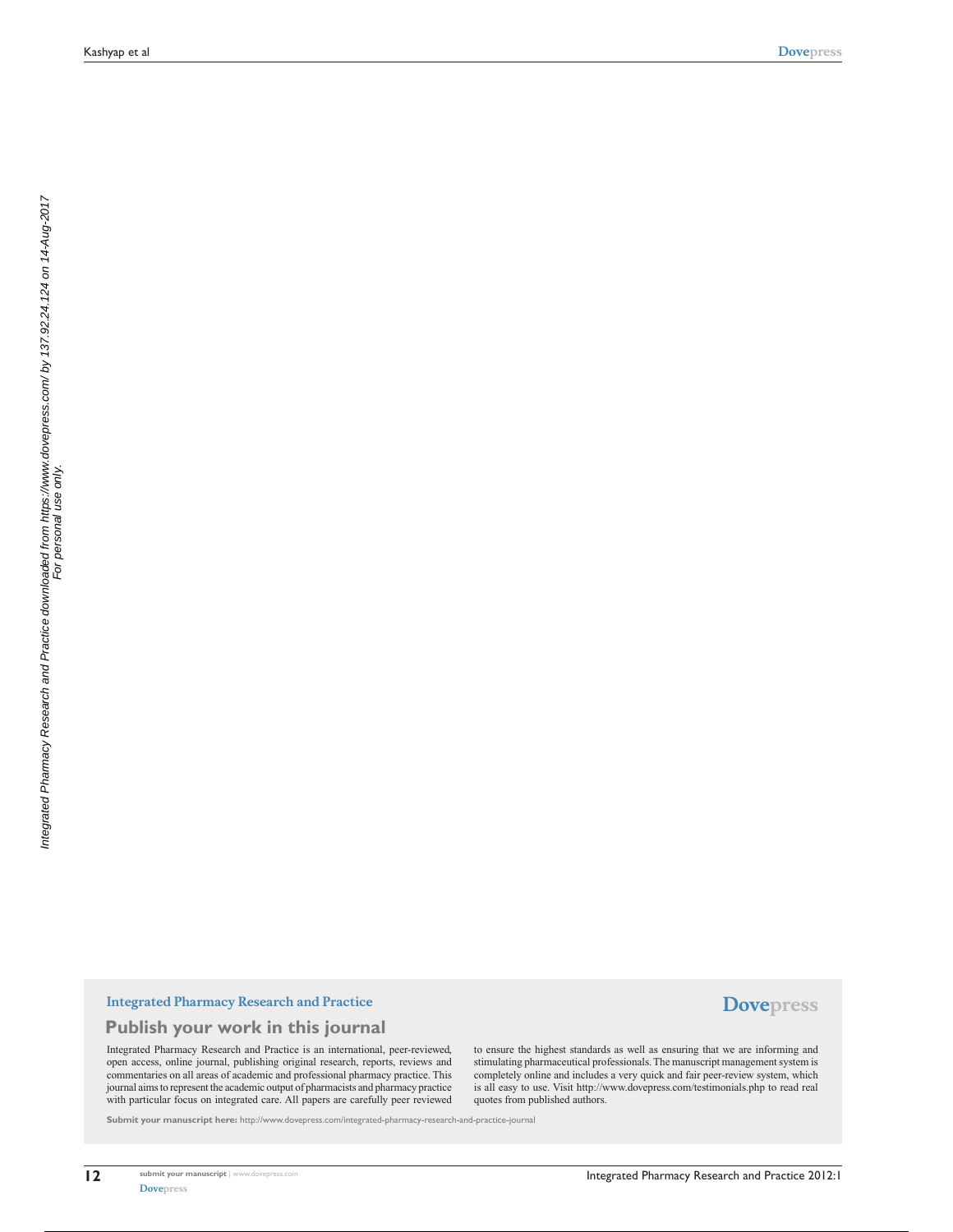## Integrated Pharmacy Research and Practice

### Publish your work in this journal

Integrated Pharmacy Research and Practice is an international, peer-reviewed, open access, online journal, publishing original research, reports, reviews and commentaries on all areas of academic and professional pharmacy practice. This journal aims to represent the academic output of pharmacists and pharmacy practice with particular focus on integrated care. All papers are carefully peer reviewed to ensure the highest standards as well as ensuring that we are informing and stimulating pharmaceutical professionals. The manuscript management system is completely online and includes a very quick and fair peer-review system, which is all easy to use. Visit http://www.dovepress.com/testimonials.php to read real quotes from published authors.

**Submit your manuscript here:** http://www.dovepress.com/integrated-pharmacy-research-and-practice-journal